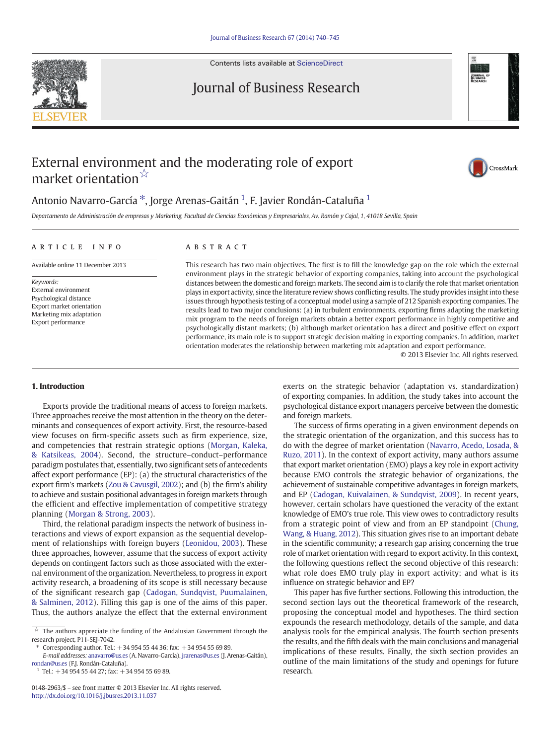# External environment and the moderating role of export market orientation ☆

Antonio Navarro-García *, Jorge Arenas-Gaitán [1], F. Javier Rondán-Cataluña [1]

*Departamento de Administración de empresas y Marketing, Facultad de Ciencias Económicas y Empresariales, Av. Ramón y Cajal, 1, 41018 Sevilla, Spain*

## ARTICLE INFO

Available online 11 December 2013

*Keywords:*
External environment
Psychological distance
Export market orientation
Marketing mix adaptation
Export performance

## ABSTRACT

This research has two main objectives. The first is to fill the knowledge gap on the role which the external environment plays in the strategic behavior of exporting companies, taking into account the psychological distances between the domestic and foreign markets. The second aim is to clarify the role that market orientation plays in export activity, since the literature review shows conflicting results. The study provides insight into these issues through hypothesis testing of a conceptual model using a sample of 212 Spanish exporting companies. The results lead to two major conclusions: (a) in turbulent environments, exporting firms adapting the marketing mix program to the needs of foreign markets obtain a better export performance in highly competitive and psychologically distant markets; (b) although market orientation has a direct and positive effect on export performance, its main role is to support strategic decision making in exporting companies. In addition, market orientation moderates the relationship between marketing mix adaptation and export performance.

© 2013 Elsevier Inc. All rights reserved.

## 1. Introduction

Exports provide the traditional means of access to foreign markets. Three approaches receive the most attention in the theory on the determinants and consequences of export activity. First, the resource-based view focuses on firm-specific assets such as firm experience, size, and competencies that restrain strategic options (Morgan, Kaleka, & Katsikeas, 2004). Second, the structure–conduct–performance paradigm postulates that, essentially, two significant sets of antecedents affect export performance (EP): (a) the structural characteristics of the export firm's markets (Zou & Cavusgil, 2002); and (b) the firm's ability to achieve and sustain positional advantages in foreign markets through the efficient and effective implementation of competitive strategy planning (Morgan & Strong, 2003).

Third, the relational paradigm inspects the network of business interactions and views of export expansion as the sequential development of relationships with foreign buyers (Leonidou, 2003). These three approaches, however, assume that the success of export activity depends on contingent factors such as those associated with the external environment of the organization. Nevertheless, to progress in export activity research, a broadening of its scope is still necessary because of the significant research gap (Cadogan, Sundqvist, Puumalainen, & Salminen, 2012). Filling this gap is one of the aims of this paper. Thus, the authors analyze the effect that the external environment exerts on the strategic behavior (adaptation vs. standardization) of exporting companies. In addition, the study takes into account the psychological distance export managers perceive between the domestic and foreign markets.

The success of firms operating in a given environment depends on the strategic orientation of the organization, and this success has to do with the degree of market orientation (Navarro, Acedo, Losada, & Ruzo, 2011). In the context of export activity, many authors assume that export market orientation (EMO) plays a key role in export activity because EMO controls the strategic behavior of organizations, the achievement of sustainable competitive advantages in foreign markets, and EP (Cadogan, Kuivalainen, & Sundqvist, 2009). In recent years, however, certain scholars have questioned the veracity of the extant knowledge of EMO's true role. This view owes to contradictory results from a strategic point of view and from an EP standpoint (Chung, Wang, & Huang, 2012). This situation gives rise to an important debate in the scientific community; a research gap arising concerning the true role of market orientation with regard to export activity. In this context, the following questions reflect the second objective of this research: what role does EMO truly play in export activity; and what is its influence on strategic behavior and EP?

This paper has five further sections. Following this introduction, the second section lays out the theoretical framework of the research, proposing the conceptual model and hypotheses. The third section expounds the research methodology, details of the sample, and data analysis tools for the empirical analysis. The fourth section presents the results, and the fifth deals with the main conclusions and managerial implications of these results. Finally, the sixth section provides an outline of the main limitations of the study and openings for future research.

☆ The authors appreciate the funding of the Andalusian Government through the research project, P11-SEJ-7042.

\* Corresponding author. Tel.: +34 954 55 44 36; fax: +34 954 55 69 89.
*E-mail addresses:* anavarro@us.es (A. Navarro-García), jrarenas@us.es (J. Arenas-Gaitán), rondan@us.es (F.J. Rondán-Cataluña).

[1] Tel.: +34 954 55 44 27; fax: +34 954 55 69 89.

0148-2963/$ – see front matter © 2013 Elsevier Inc. All rights reserved.
http://dx.doi.org/10.1016/j.jbusres.2013.11.037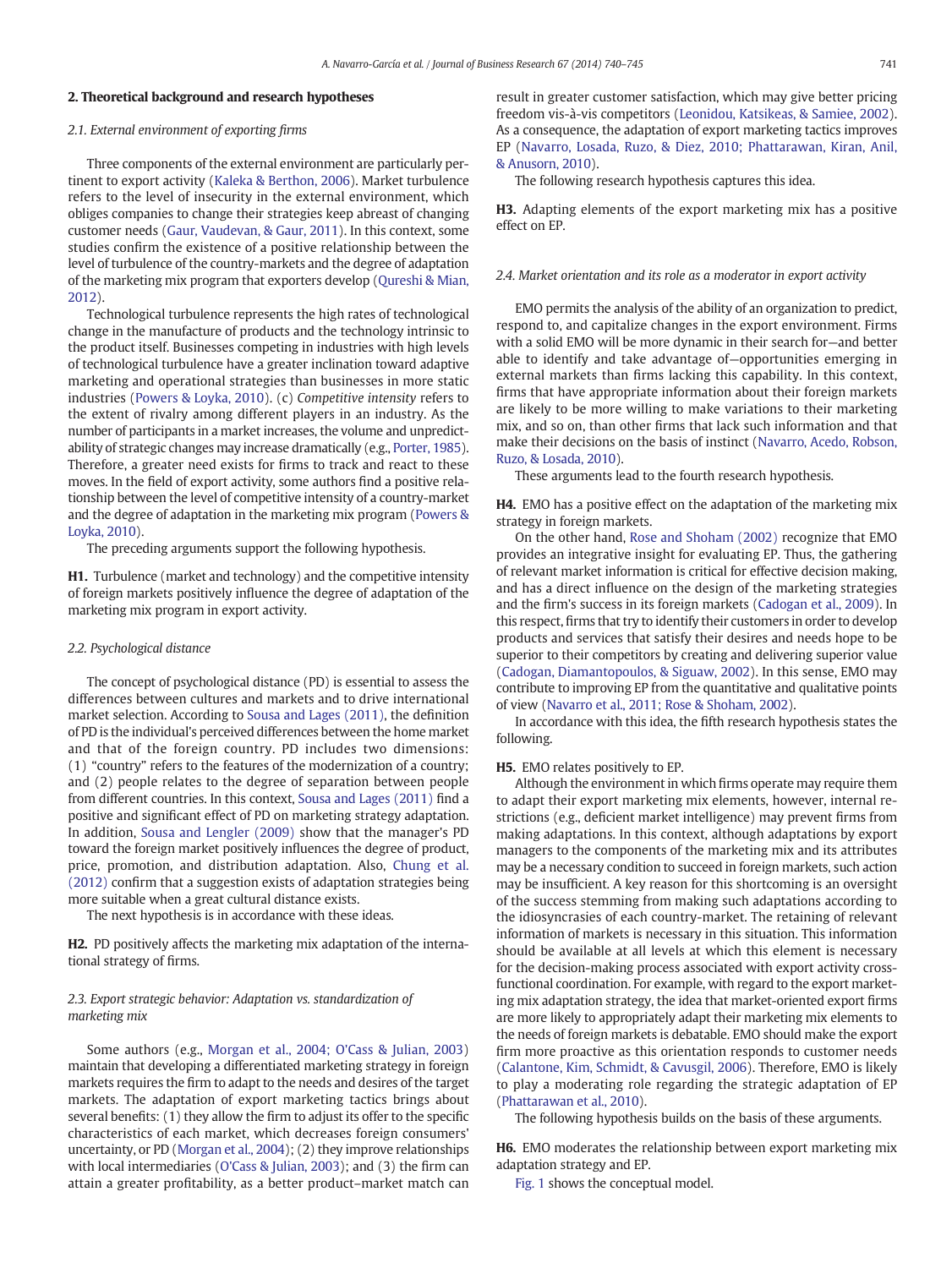## 2. Theoretical background and research hypotheses

### 2.1. External environment of exporting firms

Three components of the external environment are particularly pertinent to export activity (Kaleka & Berthon, 2006). Market turbulence refers to the level of insecurity in the external environment, which obliges companies to change their strategies keep abreast of changing customer needs (Gaur, Vaudevan, & Gaur, 2011). In this context, some studies confirm the existence of a positive relationship between the level of turbulence of the country-markets and the degree of adaptation of the marketing mix program that exporters develop (Qureshi & Mian, 2012).

Technological turbulence represents the high rates of technological change in the manufacture of products and the technology intrinsic to the product itself. Businesses competing in industries with high levels of technological turbulence have a greater inclination toward adaptive marketing and operational strategies than businesses in more static industries (Powers & Loyka, 2010). (c) *Competitive intensity* refers to the extent of rivalry among different players in an industry. As the number of participants in a market increases, the volume and unpredictability of strategic changes may increase dramatically (e.g., Porter, 1985). Therefore, a greater need exists for firms to track and react to these moves. In the field of export activity, some authors find a positive relationship between the level of competitive intensity of a country-market and the degree of adaptation in the marketing mix program (Powers & Loyka, 2010).

The preceding arguments support the following hypothesis.

**H1.** Turbulence (market and technology) and the competitive intensity of foreign markets positively influence the degree of adaptation of the marketing mix program in export activity.

### 2.2. Psychological distance

The concept of psychological distance (PD) is essential to assess the differences between cultures and markets and to drive international market selection. According to Sousa and Lages (2011), the definition of PD is the individual's perceived differences between the home market and that of the foreign country. PD includes two dimensions: (1) "country" refers to the features of the modernization of a country; and (2) people relates to the degree of separation between people from different countries. In this context, Sousa and Lages (2011) find a positive and significant effect of PD on marketing strategy adaptation. In addition, Sousa and Lengler (2009) show that the manager's PD toward the foreign market positively influences the degree of product, price, promotion, and distribution adaptation. Also, Chung et al. (2012) confirm that a suggestion exists of adaptation strategies being more suitable when a great cultural distance exists.

The next hypothesis is in accordance with these ideas.

**H2.** PD positively affects the marketing mix adaptation of the international strategy of firms.

### 2.3. Export strategic behavior: Adaptation vs. standardization of marketing mix

Some authors (e.g., Morgan et al., 2004; O'Cass & Julian, 2003) maintain that developing a differentiated marketing strategy in foreign markets requires the firm to adapt to the needs and desires of the target markets. The adaptation of export marketing tactics brings about several benefits: (1) they allow the firm to adjust its offer to the specific characteristics of each market, which decreases foreign consumers' uncertainty, or PD (Morgan et al., 2004); (2) they improve relationships with local intermediaries (O'Cass & Julian, 2003); and (3) the firm can attain a greater profitability, as a better product–market match can result in greater customer satisfaction, which may give better pricing freedom vis-à-vis competitors (Leonidou, Katsikeas, & Samiee, 2002). As a consequence, the adaptation of export marketing tactics improves EP (Navarro, Losada, Ruzo, & Diez, 2010; Phattarawan, Kiran, Anil, & Anusorn, 2010).

The following research hypothesis captures this idea.

**H3.** Adapting elements of the export marketing mix has a positive effect on EP.

### 2.4. Market orientation and its role as a moderator in export activity

EMO permits the analysis of the ability of an organization to predict, respond to, and capitalize changes in the export environment. Firms with a solid EMO will be more dynamic in their search for—and better able to identify and take advantage of—opportunities emerging in external markets than firms lacking this capability. In this context, firms that have appropriate information about their foreign markets are likely to be more willing to make variations to their marketing mix, and so on, than other firms that lack such information and that make their decisions on the basis of instinct (Navarro, Acedo, Robson, Ruzo, & Losada, 2010).

These arguments lead to the fourth research hypothesis.

**H4.** EMO has a positive effect on the adaptation of the marketing mix strategy in foreign markets.

On the other hand, Rose and Shoham (2002) recognize that EMO provides an integrative insight for evaluating EP. Thus, the gathering of relevant market information is critical for effective decision making, and has a direct influence on the design of the marketing strategies and the firm's success in its foreign markets (Cadogan et al., 2009). In this respect, firms that try to identify their customers in order to develop products and services that satisfy their desires and needs hope to be superior to their competitors by creating and delivering superior value (Cadogan, Diamantopoulos, & Siguaw, 2002). In this sense, EMO may contribute to improving EP from the quantitative and qualitative points of view (Navarro et al., 2011; Rose & Shoham, 2002).

In accordance with this idea, the fifth research hypothesis states the following.

**H5.** EMO relates positively to EP.

Although the environment in which firms operate may require them to adapt their export marketing mix elements, however, internal restrictions (e.g., deficient market intelligence) may prevent firms from making adaptations. In this context, although adaptations by export managers to the components of the marketing mix and its attributes may be a necessary condition to succeed in foreign markets, such action may be insufficient. A key reason for this shortcoming is an oversight of the success stemming from making such adaptations according to the idiosyncrasies of each country-market. The retaining of relevant information of markets is necessary in this situation. This information should be available at all levels at which this element is necessary for the decision-making process associated with export activity cross-functional coordination. For example, with regard to the export marketing mix adaptation strategy, the idea that market-oriented export firms are more likely to appropriately adapt their marketing mix elements to the needs of foreign markets is debatable. EMO should make the export firm more proactive as this orientation responds to customer needs (Calantone, Kim, Schmidt, & Cavusgil, 2006). Therefore, EMO is likely to play a moderating role regarding the strategic adaptation of EP (Phattarawan et al., 2010).

The following hypothesis builds on the basis of these arguments.

**H6.** EMO moderates the relationship between export marketing mix adaptation strategy and EP.

Fig. 1 shows the conceptual model.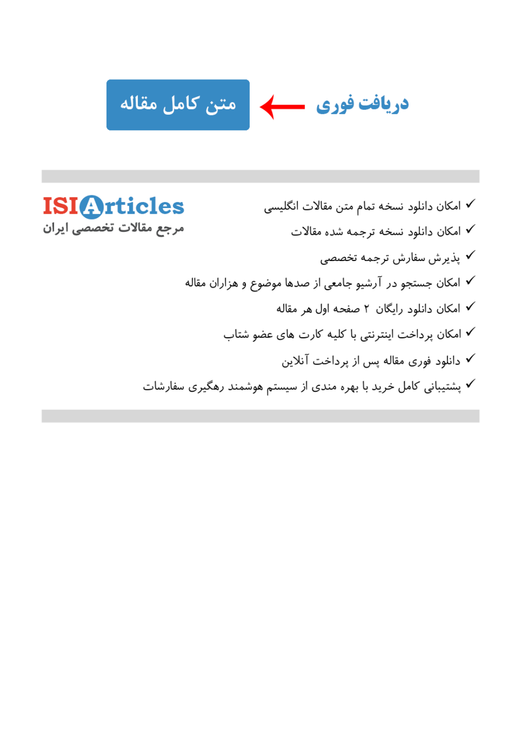دریافت فوری ← **متن کامل مقاله**

**ISIArticles**
مرجع مقالات تخصصی ایران

- ✓ امکان دانلود نسخه تمام متن مقالات انگلیسی
- ✓ امکان دانلود نسخه ترجمه شده مقالات
- ✓ پذیرش سفارش ترجمه تخصصی
- ✓ امکان جستجو در آرشیو جامعی از صدها موضوع و هزاران مقاله
- ✓ امکان دانلود رایگان ۲ صفحه اول هر مقاله
- ✓ امکان پرداخت اینترنتی با کلیه کارت های عضو شتاب
- ✓ دانلود فوری مقاله پس از پرداخت آنلاین
- ✓ پشتیبانی کامل خرید با بهره مندی از سیستم هوشمند رهگیری سفارشات